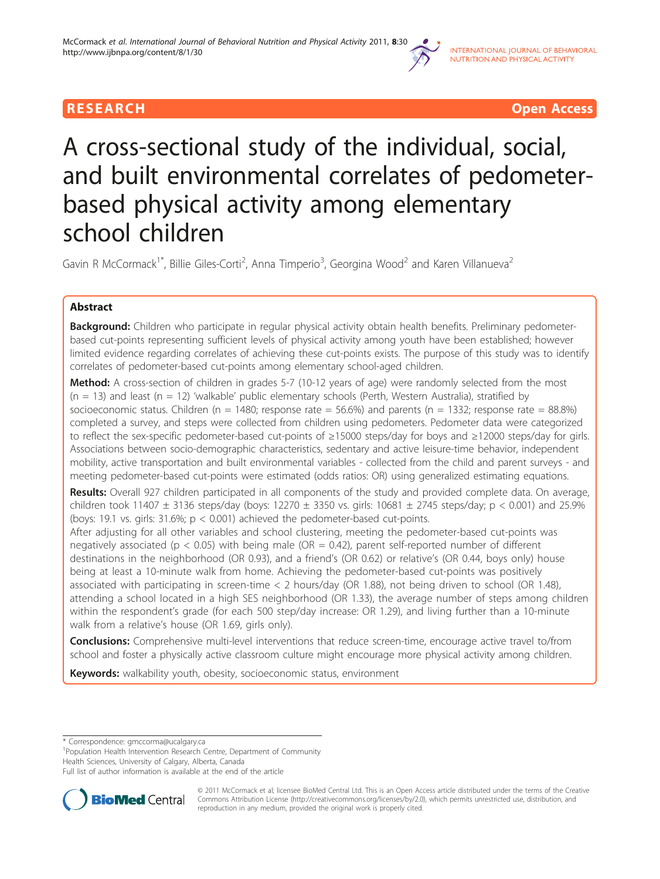RESEARCH Open Access

# A cross-sectional study of the individual, social, and built environmental correlates of pedometer-based physical activity among elementary school children

Gavin R McCormack[1*], Billie Giles-Corti[2], Anna Timperio[3], Georgina Wood[2] and Karen Villanueva[2]

## Abstract

**Background:** Children who participate in regular physical activity obtain health benefits. Preliminary pedometer-based cut-points representing sufficient levels of physical activity among youth have been established; however limited evidence regarding correlates of achieving these cut-points exists. The purpose of this study was to identify correlates of pedometer-based cut-points among elementary school-aged children.

**Method:** A cross-section of children in grades 5-7 (10-12 years of age) were randomly selected from the most (n = 13) and least (n = 12) 'walkable' public elementary schools (Perth, Western Australia), stratified by socioeconomic status. Children (n = 1480; response rate = 56.6%) and parents (n = 1332; response rate = 88.8%) completed a survey, and steps were collected from children using pedometers. Pedometer data were categorized to reflect the sex-specific pedometer-based cut-points of ≥15000 steps/day for boys and ≥12000 steps/day for girls. Associations between socio-demographic characteristics, sedentary and active leisure-time behavior, independent mobility, active transportation and built environmental variables - collected from the child and parent surveys - and meeting pedometer-based cut-points were estimated (odds ratios: OR) using generalized estimating equations.

**Results:** Overall 927 children participated in all components of the study and provided complete data. On average, children took 11407 ± 3136 steps/day (boys: 12270 ± 3350 vs. girls: 10681 ± 2745 steps/day; $p < 0.001$) and 25.9% (boys: 19.1 vs. girls: 31.6%; $p < 0.001$) achieved the pedometer-based cut-points.

After adjusting for all other variables and school clustering, meeting the pedometer-based cut-points was negatively associated ($p < 0.05$) with being male (OR = 0.42), parent self-reported number of different destinations in the neighborhood (OR 0.93), and a friend's (OR 0.62) or relative's (OR 0.44, boys only) house being at least a 10-minute walk from home. Achieving the pedometer-based cut-points was positively associated with participating in screen-time < 2 hours/day (OR 1.88), not being driven to school (OR 1.48), attending a school located in a high SES neighborhood (OR 1.33), the average number of steps among children within the respondent's grade (for each 500 step/day increase: OR 1.29), and living further than a 10-minute walk from a relative's house (OR 1.69, girls only).

**Conclusions:** Comprehensive multi-level interventions that reduce screen-time, encourage active travel to/from school and foster a physically active classroom culture might encourage more physical activity among children.

**Keywords:** walkability youth, obesity, socioeconomic status, environment

\* Correspondence: gmccorma@ucalgary.ca

[1]Population Health Intervention Research Centre, Department of Community Health Sciences, University of Calgary, Alberta, Canada

Full list of author information is available at the end of the article

© 2011 McCormack et al; licensee BioMed Central Ltd. This is an Open Access article distributed under the terms of the Creative Commons Attribution License (http://creativecommons.org/licenses/by/2.0), which permits unrestricted use, distribution, and reproduction in any medium, provided the original work is properly cited.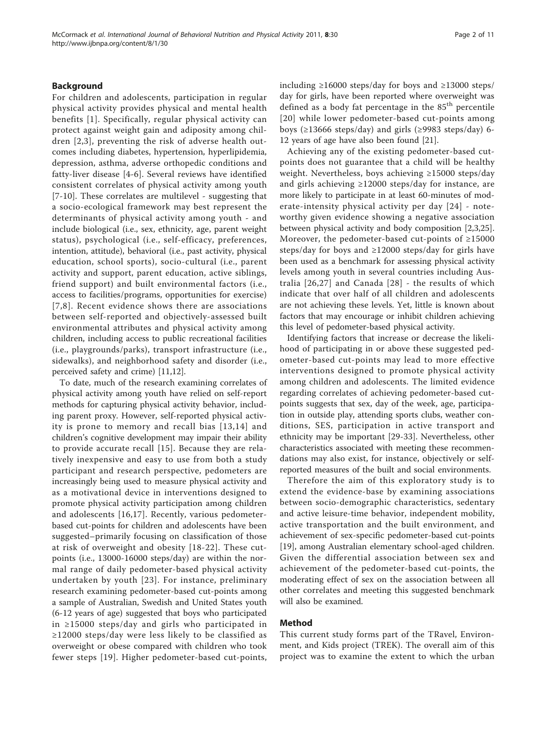## Background

For children and adolescents, participation in regular physical activity provides physical and mental health benefits [1]. Specifically, regular physical activity can protect against weight gain and adiposity among children [2,3], preventing the risk of adverse health outcomes including diabetes, hypertension, hyperlipidemia, depression, asthma, adverse orthopedic conditions and fatty-liver disease [4-6]. Several reviews have identified consistent correlates of physical activity among youth [7-10]. These correlates are multilevel - suggesting that a socio-ecological framework may best represent the determinants of physical activity among youth - and include biological (i.e., sex, ethnicity, age, parent weight status), psychological (i.e., self-efficacy, preferences, intention, attitude), behavioral (i.e., past activity, physical education, school sports), socio-cultural (i.e., parent activity and support, parent education, active siblings, friend support) and built environmental factors (i.e., access to facilities/programs, opportunities for exercise) [7,8]. Recent evidence shows there are associations between self-reported and objectively-assessed built environmental attributes and physical activity among children, including access to public recreational facilities (i.e., playgrounds/parks), transport infrastructure (i.e., sidewalks), and neighborhood safety and disorder (i.e., perceived safety and crime) [11,12].

To date, much of the research examining correlates of physical activity among youth have relied on self-report methods for capturing physical activity behavior, including parent proxy. However, self-reported physical activity is prone to memory and recall bias [13,14] and children's cognitive development may impair their ability to provide accurate recall [15]. Because they are relatively inexpensive and easy to use from both a study participant and research perspective, pedometers are increasingly being used to measure physical activity and as a motivational device in interventions designed to promote physical activity participation among children and adolescents [16,17]. Recently, various pedometer-based cut-points for children and adolescents have been suggested–primarily focusing on classification of those at risk of overweight and obesity [18-22]. These cut-points (i.e., 13000-16000 steps/day) are within the normal range of daily pedometer-based physical activity undertaken by youth [23]. For instance, preliminary research examining pedometer-based cut-points among a sample of Australian, Swedish and United States youth (6-12 years of age) suggested that boys who participated in ≥15000 steps/day and girls who participated in ≥12000 steps/day were less likely to be classified as overweight or obese compared with children who took fewer steps [19]. Higher pedometer-based cut-points, including ≥16000 steps/day for boys and ≥13000 steps/day for girls, have been reported where overweight was defined as a body fat percentage in the 85th percentile [20] while lower pedometer-based cut-points among boys (≥13666 steps/day) and girls (≥9983 steps/day) 6-12 years of age have also been found [21].

Achieving any of the existing pedometer-based cut-points does not guarantee that a child will be healthy weight. Nevertheless, boys achieving ≥15000 steps/day and girls achieving ≥12000 steps/day for instance, are more likely to participate in at least 60-minutes of moderate-intensity physical activity per day [24] - noteworthy given evidence showing a negative association between physical activity and body composition [2,3,25]. Moreover, the pedometer-based cut-points of ≥15000 steps/day for boys and ≥12000 steps/day for girls have been used as a benchmark for assessing physical activity levels among youth in several countries including Australia [26,27] and Canada [28] - the results of which indicate that over half of all children and adolescents are not achieving these levels. Yet, little is known about factors that may encourage or inhibit children achieving this level of pedometer-based physical activity.

Identifying factors that increase or decrease the likelihood of participating in or above these suggested pedometer-based cut-points may lead to more effective interventions designed to promote physical activity among children and adolescents. The limited evidence regarding correlates of achieving pedometer-based cut-points suggests that sex, day of the week, age, participation in outside play, attending sports clubs, weather conditions, SES, participation in active transport and ethnicity may be important [29-33]. Nevertheless, other characteristics associated with meeting these recommendations may also exist, for instance, objectively or self-reported measures of the built and social environments.

Therefore the aim of this exploratory study is to extend the evidence-base by examining associations between socio-demographic characteristics, sedentary and active leisure-time behavior, independent mobility, active transportation and the built environment, and achievement of sex-specific pedometer-based cut-points [19], among Australian elementary school-aged children. Given the differential association between sex and achievement of the pedometer-based cut-points, the moderating effect of sex on the association between all other correlates and meeting this suggested benchmark will also be examined.

## Method

This current study forms part of the TRavel, Environment, and Kids project (TREK). The overall aim of this project was to examine the extent to which the urban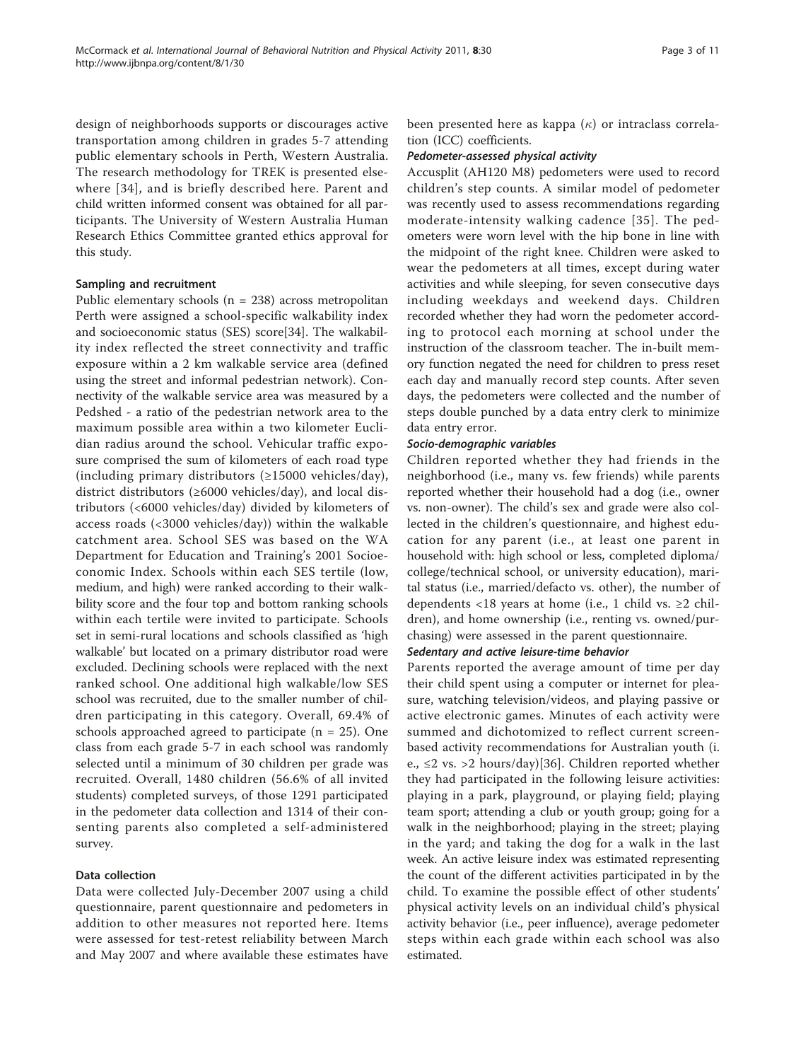design of neighborhoods supports or discourages active transportation among children in grades 5-7 attending public elementary schools in Perth, Western Australia. The research methodology for TREK is presented elsewhere [34], and is briefly described here. Parent and child written informed consent was obtained for all participants. The University of Western Australia Human Research Ethics Committee granted ethics approval for this study.

### Sampling and recruitment

Public elementary schools (n = 238) across metropolitan Perth were assigned a school-specific walkability index and socioeconomic status (SES) score[34]. The walkability index reflected the street connectivity and traffic exposure within a 2 km walkable service area (defined using the street and informal pedestrian network). Connectivity of the walkable service area was measured by a Pedshed - a ratio of the pedestrian network area to the maximum possible area within a two kilometer Euclidian radius around the school. Vehicular traffic exposure comprised the sum of kilometers of each road type (including primary distributors (≥15000 vehicles/day), district distributors (≥6000 vehicles/day), and local distributors (<6000 vehicles/day) divided by kilometers of access roads (<3000 vehicles/day)) within the walkable catchment area. School SES was based on the WA Department for Education and Training's 2001 Socioeconomic Index. Schools within each SES tertile (low, medium, and high) were ranked according to their walkbility score and the four top and bottom ranking schools within each tertile were invited to participate. Schools set in semi-rural locations and schools classified as 'high walkable' but located on a primary distributor road were excluded. Declining schools were replaced with the next ranked school. One additional high walkable/low SES school was recruited, due to the smaller number of children participating in this category. Overall, 69.4% of schools approached agreed to participate (n = 25). One class from each grade 5-7 in each school was randomly selected until a minimum of 30 children per grade was recruited. Overall, 1480 children (56.6% of all invited students) completed surveys, of those 1291 participated in the pedometer data collection and 1314 of their consenting parents also completed a self-administered survey.

### Data collection

Data were collected July-December 2007 using a child questionnaire, parent questionnaire and pedometers in addition to other measures not reported here. Items were assessed for test-retest reliability between March and May 2007 and where available these estimates have been presented here as kappa ($\kappa$) or intraclass correlation (ICC) coefficients.

#### *Pedometer-assessed physical activity*

Accusplit (AH120 M8) pedometers were used to record children's step counts. A similar model of pedometer was recently used to assess recommendations regarding moderate-intensity walking cadence [35]. The pedometers were worn level with the hip bone in line with the midpoint of the right knee. Children were asked to wear the pedometers at all times, except during water activities and while sleeping, for seven consecutive days including weekdays and weekend days. Children recorded whether they had worn the pedometer according to protocol each morning at school under the instruction of the classroom teacher. The in-built memory function negated the need for children to press reset each day and manually record step counts. After seven days, the pedometers were collected and the number of steps double punched by a data entry clerk to minimize data entry error.

#### *Socio-demographic variables*

Children reported whether they had friends in the neighborhood (i.e., many vs. few friends) while parents reported whether their household had a dog (i.e., owner vs. non-owner). The child's sex and grade were also collected in the children's questionnaire, and highest education for any parent (i.e., at least one parent in household with: high school or less, completed diploma/college/technical school, or university education), marital status (i.e., married/defacto vs. other), the number of dependents <18 years at home (i.e., 1 child vs. ≥2 children), and home ownership (i.e., renting vs. owned/purchasing) were assessed in the parent questionnaire.

#### *Sedentary and active leisure-time behavior*

Parents reported the average amount of time per day their child spent using a computer or internet for pleasure, watching television/videos, and playing passive or active electronic games. Minutes of each activity were summed and dichotomized to reflect current screen-based activity recommendations for Australian youth (i.e., ≤2 vs. >2 hours/day)[36]. Children reported whether they had participated in the following leisure activities: playing in a park, playground, or playing field; playing team sport; attending a club or youth group; going for a walk in the neighborhood; playing in the street; playing in the yard; and taking the dog for a walk in the last week. An active leisure index was estimated representing the count of the different activities participated in by the child. To examine the possible effect of other students' physical activity levels on an individual child's physical activity behavior (i.e., peer influence), average pedometer steps within each grade within each school was also estimated.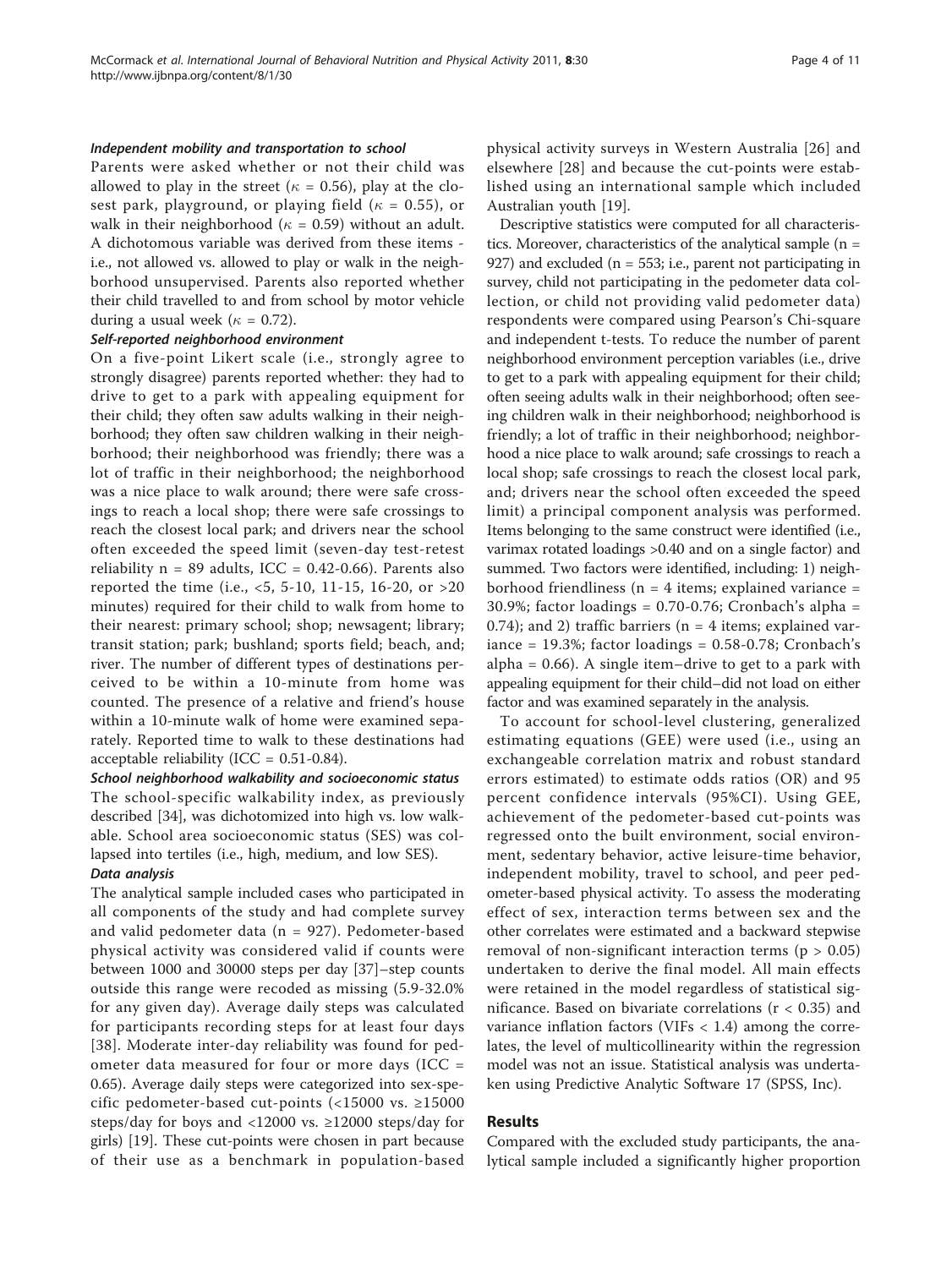#### *Independent mobility and transportation to school*

Parents were asked whether or not their child was allowed to play in the street ($\kappa$ = 0.56), play at the closest park, playground, or playing field ($\kappa$ = 0.55), or walk in their neighborhood ($\kappa$ = 0.59) without an adult. A dichotomous variable was derived from these items - i.e., not allowed vs. allowed to play or walk in the neighborhood unsupervised. Parents also reported whether their child travelled to and from school by motor vehicle during a usual week ($\kappa$ = 0.72).

#### *Self-reported neighborhood environment*

On a five-point Likert scale (i.e., strongly agree to strongly disagree) parents reported whether: they had to drive to get to a park with appealing equipment for their child; they often saw adults walking in their neighborhood; they often saw children walking in their neighborhood; their neighborhood was friendly; there was a lot of traffic in their neighborhood; the neighborhood was a nice place to walk around; there were safe crossings to reach a local shop; there were safe crossings to reach the closest local park; and drivers near the school often exceeded the speed limit (seven-day test-retest reliability n = 89 adults, ICC = 0.42-0.66). Parents also reported the time (i.e., <5, 5-10, 11-15, 16-20, or >20 minutes) required for their child to walk from home to their nearest: primary school; shop; newsagent; library; transit station; park; bushland; sports field; beach, and; river. The number of different types of destinations perceived to be within a 10-minute from home was counted. The presence of a relative and friend's house within a 10-minute walk of home were examined separately. Reported time to walk to these destinations had acceptable reliability (ICC = 0.51-0.84).

#### *School neighborhood walkability and socioeconomic status*

The school-specific walkability index, as previously described [34], was dichotomized into high vs. low walkable. School area socioeconomic status (SES) was collapsed into tertiles (i.e., high, medium, and low SES).

### *Data analysis*

The analytical sample included cases who participated in all components of the study and had complete survey and valid pedometer data (n = 927). Pedometer-based physical activity was considered valid if counts were between 1000 and 30000 steps per day [37]–step counts outside this range were recoded as missing (5.9-32.0% for any given day). Average daily steps was calculated for participants recording steps for at least four days [38]. Moderate inter-day reliability was found for pedometer data measured for four or more days (ICC = 0.65). Average daily steps were categorized into sex-specific pedometer-based cut-points (<15000 vs. ≥15000 steps/day for boys and <12000 vs. ≥12000 steps/day for girls) [19]. These cut-points were chosen in part because of their use as a benchmark in population-based physical activity surveys in Western Australia [26] and elsewhere [28] and because the cut-points were established using an international sample which included Australian youth [19].

Descriptive statistics were computed for all characteristics. Moreover, characteristics of the analytical sample (n = 927) and excluded (n = 553; i.e., parent not participating in survey, child not participating in the pedometer data collection, or child not providing valid pedometer data) respondents were compared using Pearson's Chi-square and independent t-tests. To reduce the number of parent neighborhood environment perception variables (i.e., drive to get to a park with appealing equipment for their child; often seeing adults walk in their neighborhood; often seeing children walk in their neighborhood; neighborhood is friendly; a lot of traffic in their neighborhood; neighborhood a nice place to walk around; safe crossings to reach a local shop; safe crossings to reach the closest local park, and; drivers near the school often exceeded the speed limit) a principal component analysis was performed. Items belonging to the same construct were identified (i.e., varimax rotated loadings >0.40 and on a single factor) and summed. Two factors were identified, including: 1) neighborhood friendliness (n = 4 items; explained variance = 30.9%; factor loadings = 0.70-0.76; Cronbach's alpha = 0.74); and 2) traffic barriers (n = 4 items; explained variance = 19.3%; factor loadings = 0.58-0.78; Cronbach's alpha = 0.66). A single item–drive to get to a park with appealing equipment for their child–did not load on either factor and was examined separately in the analysis.

To account for school-level clustering, generalized estimating equations (GEE) were used (i.e., using an exchangeable correlation matrix and robust standard errors estimated) to estimate odds ratios (OR) and 95 percent confidence intervals (95%CI). Using GEE, achievement of the pedometer-based cut-points was regressed onto the built environment, social environment, sedentary behavior, active leisure-time behavior, independent mobility, travel to school, and peer pedometer-based physical activity. To assess the moderating effect of sex, interaction terms between sex and the other correlates were estimated and a backward stepwise removal of non-significant interaction terms ($p > 0.05$) undertaken to derive the final model. All main effects were retained in the model regardless of statistical significance. Based on bivariate correlations ($r < 0.35$) and variance inflation factors (VIFs < 1.4) among the correlates, the level of multicollinearity within the regression model was not an issue. Statistical analysis was undertaken using Predictive Analytic Software 17 (SPSS, Inc).

## Results

Compared with the excluded study participants, the analytical sample included a significantly higher proportion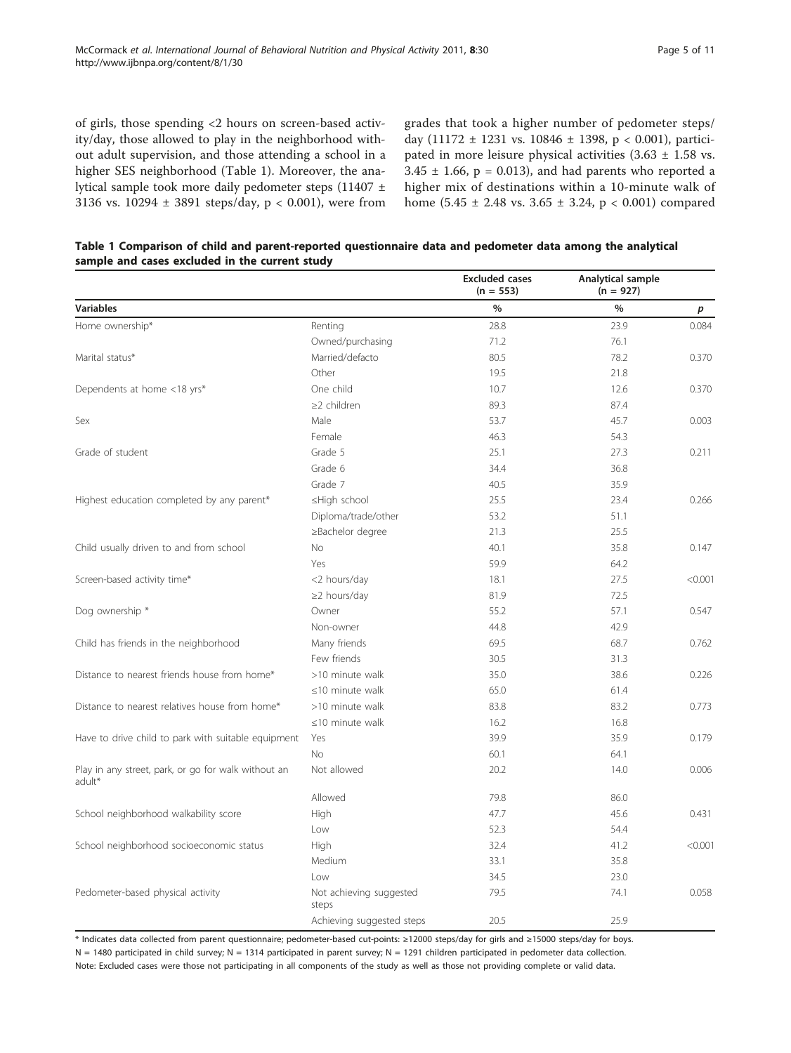of girls, those spending <2 hours on screen-based activity/day, those allowed to play in the neighborhood without adult supervision, and those attending a school in a higher SES neighborhood (Table 1). Moreover, the analytical sample took more daily pedometer steps (11407 ± 3136 vs. 10294 ± 3891 steps/day, $p < 0.001$), were from grades that took a higher number of pedometer steps/day (11172 ± 1231 vs. 10846 ± 1398, $p < 0.001$), participated in more leisure physical activities (3.63 ± 1.58 vs. 3.45 ± 1.66, $p = 0.013$), and had parents who reported a higher mix of destinations within a 10-minute walk of home (5.45 ± 2.48 vs. 3.65 ± 3.24, $p < 0.001$) compared

**Table 1 Comparison of child and parent-reported questionnaire data and pedometer data among the analytical sample and cases excluded in the current study**

| | | Excluded cases (n = 553) | Analytical sample (n = 927) | |
|---|---|---|---|---|
| **Variables** | | **%** | **%** | ***p*** |
| Home ownership* | Renting | 28.8 | 23.9 | 0.084 |
| | Owned/purchasing | 71.2 | 76.1 | |
| Marital status* | Married/defacto | 80.5 | 78.2 | 0.370 |
| | Other | 19.5 | 21.8 | |
| Dependents at home <18 yrs* | One child | 10.7 | 12.6 | 0.370 |
| | ≥2 children | 89.3 | 87.4 | |
| Sex | Male | 53.7 | 45.7 | 0.003 |
| | Female | 46.3 | 54.3 | |
| Grade of student | Grade 5 | 25.1 | 27.3 | 0.211 |
| | Grade 6 | 34.4 | 36.8 | |
| | Grade 7 | 40.5 | 35.9 | |
| Highest education completed by any parent* | ≤High school | 25.5 | 23.4 | 0.266 |
| | Diploma/trade/other | 53.2 | 51.1 | |
| | ≥Bachelor degree | 21.3 | 25.5 | |
| Child usually driven to and from school | No | 40.1 | 35.8 | 0.147 |
| | Yes | 59.9 | 64.2 | |
| Screen-based activity time* | <2 hours/day | 18.1 | 27.5 | <0.001 |
| | ≥2 hours/day | 81.9 | 72.5 | |
| Dog ownership * | Owner | 55.2 | 57.1 | 0.547 |
| | Non-owner | 44.8 | 42.9 | |
| Child has friends in the neighborhood | Many friends | 69.5 | 68.7 | 0.762 |
| | Few friends | 30.5 | 31.3 | |
| Distance to nearest friends house from home* | >10 minute walk | 35.0 | 38.6 | 0.226 |
| | ≤10 minute walk | 65.0 | 61.4 | |
| Distance to nearest relatives house from home* | >10 minute walk | 83.8 | 83.2 | 0.773 |
| | ≤10 minute walk | 16.2 | 16.8 | |
| Have to drive child to park with suitable equipment | Yes | 39.9 | 35.9 | 0.179 |
| | No | 60.1 | 64.1 | |
| Play in any street, park, or go for walk without an adult* | Not allowed | 20.2 | 14.0 | 0.006 |
| | Allowed | 79.8 | 86.0 | |
| School neighborhood walkability score | High | 47.7 | 45.6 | 0.431 |
| | Low | 52.3 | 54.4 | |
| School neighborhood socioeconomic status | High | 32.4 | 41.2 | <0.001 |
| | Medium | 33.1 | 35.8 | |
| | Low | 34.5 | 23.0 | |
| Pedometer-based physical activity | Not achieving suggested steps | 79.5 | 74.1 | 0.058 |
| | Achieving suggested steps | 20.5 | 25.9 | |

* Indicates data collected from parent questionnaire; pedometer-based cut-points: ≥12000 steps/day for girls and ≥15000 steps/day for boys.

N = 1480 participated in child survey; N = 1314 participated in parent survey; N = 1291 children participated in pedometer data collection.

Note: Excluded cases were those not participating in all components of the study as well as those not providing complete or valid data.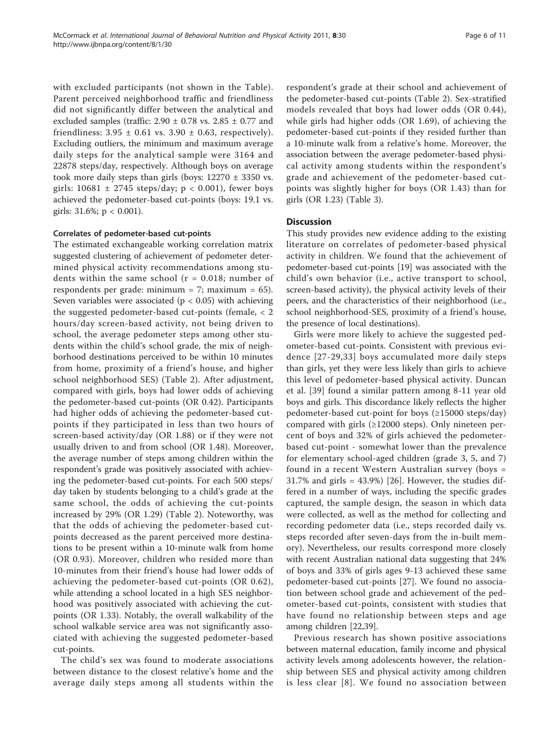with excluded participants (not shown in the Table). Parent perceived neighborhood traffic and friendliness did not significantly differ between the analytical and excluded samples (traffic: 2.90 ± 0.78 vs. 2.85 ± 0.77 and friendliness: 3.95 ± 0.61 vs. 3.90 ± 0.63, respectively). Excluding outliers, the minimum and maximum average daily steps for the analytical sample were 3164 and 22878 steps/day, respectively. Although boys on average took more daily steps than girls (boys: 12270 ± 3350 vs. girls: 10681 ± 2745 steps/day; $p < 0.001$), fewer boys achieved the pedometer-based cut-points (boys: 19.1 vs. girls: 31.6%; $p < 0.001$).

### Correlates of pedometer-based cut-points

The estimated exchangeable working correlation matrix suggested clustering of achievement of pedometer determined physical activity recommendations among students within the same school ($r = 0.018$; number of respondents per grade: minimum = 7; maximum = 65). Seven variables were associated ($p < 0.05$) with achieving the suggested pedometer-based cut-points (female, < 2 hours/day screen-based activity, not being driven to school, the average pedometer steps among other students within the child's school grade, the mix of neighborhood destinations perceived to be within 10 minutes from home, proximity of a friend's house, and higher school neighborhood SES) (Table 2). After adjustment, compared with girls, boys had lower odds of achieving the pedometer-based cut-points (OR 0.42). Participants had higher odds of achieving the pedometer-based cut-points if they participated in less than two hours of screen-based activity/day (OR 1.88) or if they were not usually driven to and from school (OR 1.48). Moreover, the average number of steps among children within the respondent's grade was positively associated with achieving the pedometer-based cut-points. For each 500 steps/day taken by students belonging to a child's grade at the same school, the odds of achieving the cut-points increased by 29% (OR 1.29) (Table 2). Noteworthy, was that the odds of achieving the pedometer-based cut-points decreased as the parent perceived more destinations to be present within a 10-minute walk from home (OR 0.93). Moreover, children who resided more than 10-minutes from their friend's house had lower odds of achieving the pedometer-based cut-points (OR 0.62), while attending a school located in a high SES neighborhood was positively associated with achieving the cut-points (OR 1.33). Notably, the overall walkability of the school walkable service area was not significantly associated with achieving the suggested pedometer-based cut-points.

The child's sex was found to moderate associations between distance to the closest relative's home and the average daily steps among all students within the respondent's grade at their school and achievement of the pedometer-based cut-points (Table 2). Sex-stratified models revealed that boys had lower odds (OR 0.44), while girls had higher odds (OR 1.69), of achieving the pedometer-based cut-points if they resided further than a 10-minute walk from a relative's home. Moreover, the association between the average pedometer-based physical activity among students within the respondent's grade and achievement of the pedometer-based cut-points was slightly higher for boys (OR 1.43) than for girls (OR 1.23) (Table 3).

## Discussion

This study provides new evidence adding to the existing literature on correlates of pedometer-based physical activity in children. We found that the achievement of pedometer-based cut-points [19] was associated with the child's own behavior (i.e., active transport to school, screen-based activity), the physical activity levels of their peers, and the characteristics of their neighborhood (i.e., school neighborhood-SES, proximity of a friend's house, the presence of local destinations).

Girls were more likely to achieve the suggested pedometer-based cut-points. Consistent with previous evidence [27-29,33] boys accumulated more daily steps than girls, yet they were less likely than girls to achieve this level of pedometer-based physical activity. Duncan et al. [39] found a similar pattern among 8-11 year old boys and girls. This discordance likely reflects the higher pedometer-based cut-point for boys (≥15000 steps/day) compared with girls (≥12000 steps). Only nineteen percent of boys and 32% of girls achieved the pedometer-based cut-point - somewhat lower than the prevalence for elementary school-aged children (grade 3, 5, and 7) found in a recent Western Australian survey (boys = 31.7% and girls = 43.9%) [26]. However, the studies differed in a number of ways, including the specific grades captured, the sample design, the season in which data were collected, as well as the method for collecting and recording pedometer data (i.e., steps recorded daily vs. steps recorded after seven-days from the in-built memory). Nevertheless, our results correspond more closely with recent Australian national data suggesting that 24% of boys and 33% of girls ages 9-13 achieved these same pedometer-based cut-points [27]. We found no association between school grade and achievement of the pedometer-based cut-points, consistent with studies that have found no relationship between steps and age among children [22,39].

Previous research has shown positive associations between maternal education, family income and physical activity levels among adolescents however, the relationship between SES and physical activity among children is less clear [8]. We found no association between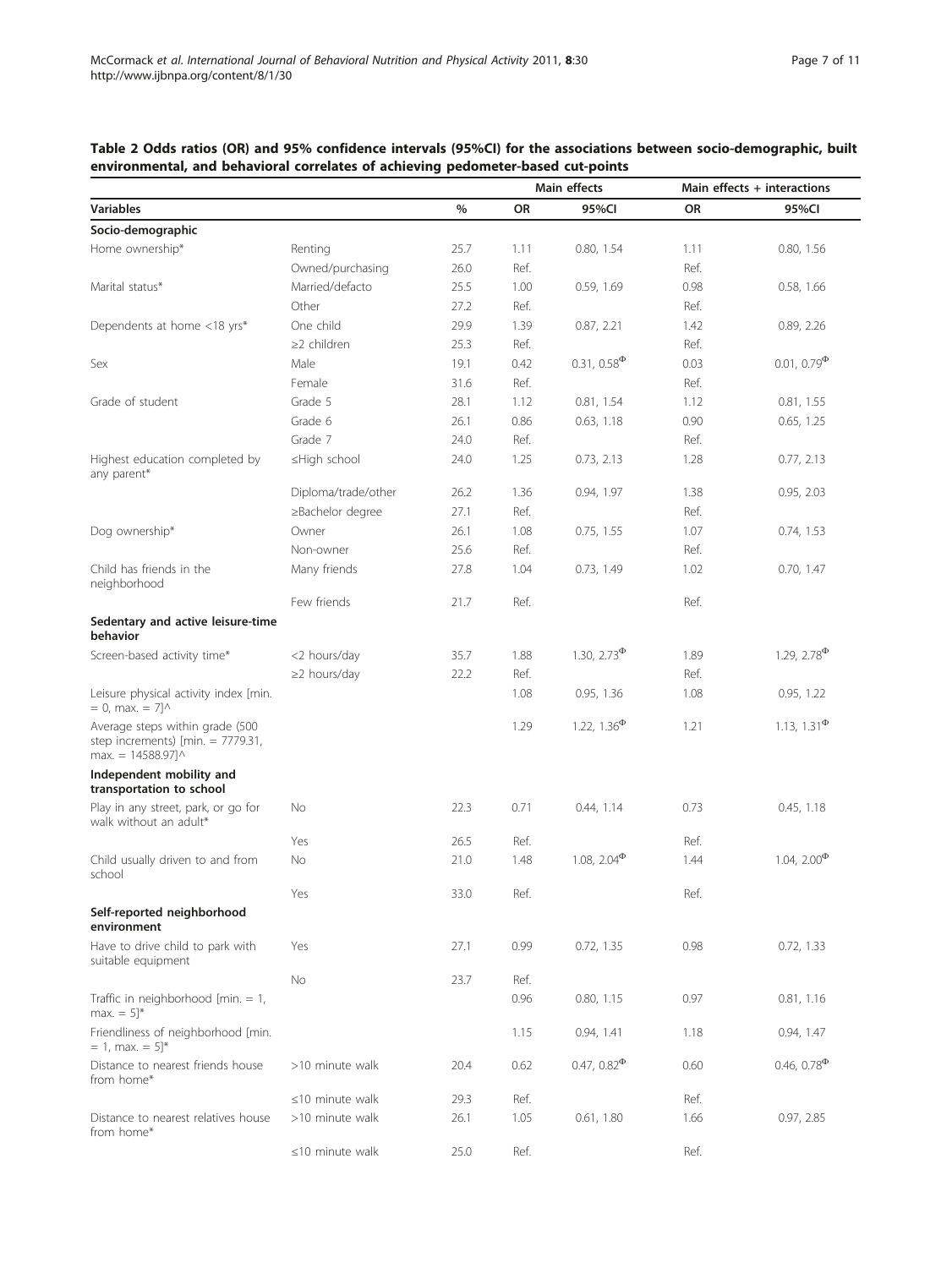**Table 2 Odds ratios (OR) and 95% confidence intervals (95%CI) for the associations between socio-demographic, built environmental, and behavioral correlates of achieving pedometer-based cut-points**

| Variables | | % | Main effects | | Main effects + interactions | |
|---|---|---|---|---|---|---|
| | | | OR | 95%CI | OR | 95%CI |
| **Socio-demographic** | | | | | | |
| Home ownership* | Renting | 25.7 | 1.11 | 0.80, 1.54 | 1.11 | 0.80, 1.56 |
| | Owned/purchasing | 26.0 | Ref. | | Ref. | |
| Marital status* | Married/defacto | 25.5 | 1.00 | 0.59, 1.69 | 0.98 | 0.58, 1.66 |
| | Other | 27.2 | Ref. | | Ref. | |
| Dependents at home <18 yrs* | One child | 29.9 | 1.39 | 0.87, 2.21 | 1.42 | 0.89, 2.26 |
| | ≥2 children | 25.3 | Ref. | | Ref. | |
| Sex | Male | 19.1 | 0.42 | 0.31, 0.58$^{\Phi}$ | 0.03 | 0.01, 0.79$^{\Phi}$ |
| | Female | 31.6 | Ref. | | Ref. | |
| Grade of student | Grade 5 | 28.1 | 1.12 | 0.81, 1.54 | 1.12 | 0.81, 1.55 |
| | Grade 6 | 26.1 | 0.86 | 0.63, 1.18 | 0.90 | 0.65, 1.25 |
| | Grade 7 | 24.0 | Ref. | | Ref. | |
| Highest education completed by any parent* | ≤High school | 24.0 | 1.25 | 0.73, 2.13 | 1.28 | 0.77, 2.13 |
| | Diploma/trade/other | 26.2 | 1.36 | 0.94, 1.97 | 1.38 | 0.95, 2.03 |
| | ≥Bachelor degree | 27.1 | Ref. | | Ref. | |
| Dog ownership* | Owner | 26.1 | 1.08 | 0.75, 1.55 | 1.07 | 0.74, 1.53 |
| | Non-owner | 25.6 | Ref. | | Ref. | |
| Child has friends in the neighborhood | Many friends | 27.8 | 1.04 | 0.73, 1.49 | 1.02 | 0.70, 1.47 |
| | Few friends | 21.7 | Ref. | | Ref. | |
| **Sedentary and active leisure-time behavior** | | | | | | |
| Screen-based activity time* | <2 hours/day | 35.7 | 1.88 | 1.30, 2.73$^{\Phi}$ | 1.89 | 1.29, 2.78$^{\Phi}$ |
| | ≥2 hours/day | 22.2 | Ref. | | Ref. | |
| Leisure physical activity index [min. = 0, max. = 7]^ | | | 1.08 | 0.95, 1.36 | 1.08 | 0.95, 1.22 |
| Average steps within grade (500 step increments) [min. = 7779.31, max. = 14588.97]^ | | | 1.29 | 1.22, 1.36$^{\Phi}$ | 1.21 | 1.13, 1.31$^{\Phi}$ |
| **Independent mobility and transportation to school** | | | | | | |
| Play in any street, park, or go for walk without an adult* | No | 22.3 | 0.71 | 0.44, 1.14 | 0.73 | 0.45, 1.18 |
| | Yes | 26.5 | Ref. | | Ref. | |
| Child usually driven to and from school | No | 21.0 | 1.48 | 1.08, 2.04$^{\Phi}$ | 1.44 | 1.04, 2.00$^{\Phi}$ |
| | Yes | 33.0 | Ref. | | Ref. | |
| **Self-reported neighborhood environment** | | | | | | |
| Have to drive child to park with suitable equipment | Yes | 27.1 | 0.99 | 0.72, 1.35 | 0.98 | 0.72, 1.33 |
| | No | 23.7 | Ref. | | | |
| Traffic in neighborhood [min. = 1, max. = 5]* | | | 0.96 | 0.80, 1.15 | 0.97 | 0.81, 1.16 |
| Friendliness of neighborhood [min. = 1, max. = 5]* | | | 1.15 | 0.94, 1.41 | 1.18 | 0.94, 1.47 |
| Distance to nearest friends house from home* | >10 minute walk | 20.4 | 0.62 | 0.47, 0.82$^{\Phi}$ | 0.60 | 0.46, 0.78$^{\Phi}$ |
| | ≤10 minute walk | 29.3 | Ref. | | Ref. | |
| Distance to nearest relatives house from home* | >10 minute walk | 26.1 | 1.05 | 0.61, 1.80 | 1.66 | 0.97, 2.85 |
| | ≤10 minute walk | 25.0 | Ref. | | Ref. | |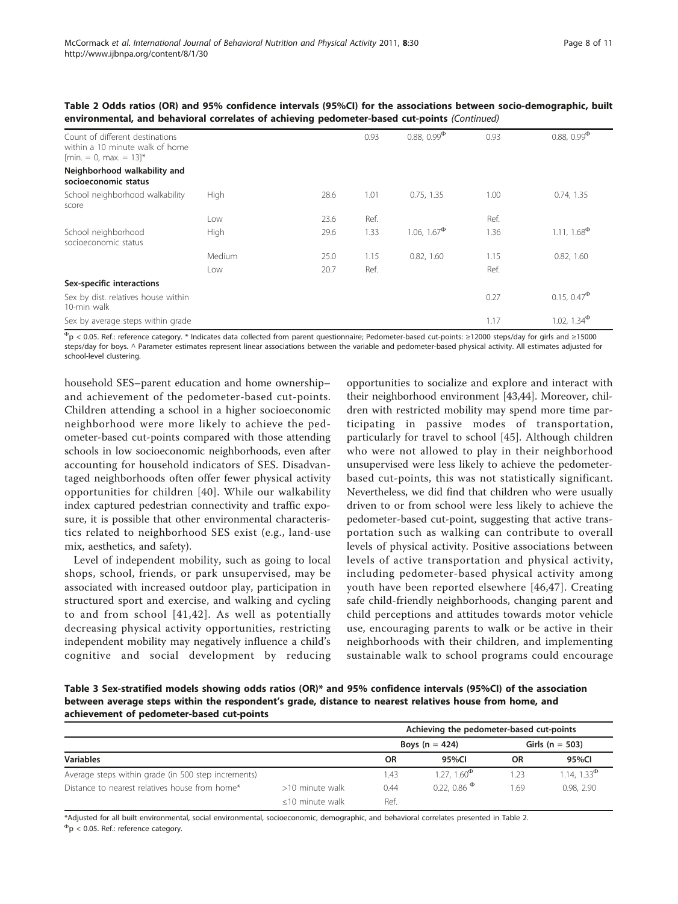**Table 2 Odds ratios (OR) and 95% confidence intervals (95%CI) for the associations between socio-demographic, built environmental, and behavioral correlates of achieving pedometer-based cut-points** *(Continued)*

| | | | | | | |
|---|---|---|---|---|---|---|
| Count of different destinations within a 10 minute walk of home [min. = 0, max. = 13]* | | | 0.93 | 0.88, 0.99$^{\Phi}$ | 0.93 | 0.88, 0.99$^{\Phi}$ |
| **Neighborhood walkability and socioeconomic status** | | | | | | |
| School neighborhood walkability score | High | 28.6 | 1.01 | 0.75, 1.35 | 1.00 | 0.74, 1.35 |
| | Low | 23.6 | Ref. | | Ref. | |
| School neighborhood socioeconomic status | High | 29.6 | 1.33 | 1.06, 1.67$^{\Phi}$ | 1.36 | 1.11, 1.68$^{\Phi}$ |
| | Medium | 25.0 | 1.15 | 0.82, 1.60 | 1.15 | 0.82, 1.60 |
| | Low | 20.7 | Ref. | | Ref. | |
| **Sex-specific interactions** | | | | | | |
| Sex by dist. relatives house within 10-min walk | | | | | 0.27 | 0.15, 0.47$^{\Phi}$ |
| Sex by average steps within grade | | | | | 1.17 | 1.02, 1.34$^{\Phi}$ |

$^{\Phi}$p < 0.05. Ref.: reference category. * Indicates data collected from parent questionnaire; Pedometer-based cut-points: ≥12000 steps/day for girls and ≥15000 steps/day for boys. ^ Parameter estimates represent linear associations between the variable and pedometer-based physical activity. All estimates adjusted for school-level clustering.

household SES–parent education and home ownership–and achievement of the pedometer-based cut-points. Children attending a school in a higher socioeconomic neighborhood were more likely to achieve the pedometer-based cut-points compared with those attending schools in low socioeconomic neighborhoods, even after accounting for household indicators of SES. Disadvantaged neighborhoods often offer fewer physical activity opportunities for children [40]. While our walkability index captured pedestrian connectivity and traffic exposure, it is possible that other environmental characteristics related to neighborhood SES exist (e.g., land-use mix, aesthetics, and safety).

Level of independent mobility, such as going to local shops, school, friends, or park unsupervised, may be associated with increased outdoor play, participation in structured sport and exercise, and walking and cycling to and from school [41,42]. As well as potentially decreasing physical activity opportunities, restricting independent mobility may negatively influence a child's cognitive and social development by reducing opportunities to socialize and explore and interact with their neighborhood environment [43,44]. Moreover, children with restricted mobility may spend more time participating in passive modes of transportation, particularly for travel to school [45]. Although children who were not allowed to play in their neighborhood unsupervised were less likely to achieve the pedometer-based cut-points, this was not statistically significant. Nevertheless, we did find that children who were usually driven to or from school were less likely to achieve the pedometer-based cut-point, suggesting that active transportation such as walking can contribute to overall levels of physical activity. Positive associations between levels of active transportation and physical activity, including pedometer-based physical activity among youth have been reported elsewhere [46,47]. Creating safe child-friendly neighborhoods, changing parent and child perceptions and attitudes towards motor vehicle use, encouraging parents to walk or be active in their neighborhoods with their children, and implementing sustainable walk to school programs could encourage

**Table 3 Sex-stratified models showing odds ratios (OR)* and 95% confidence intervals (95%CI) of the association between average steps within the respondent's grade, distance to nearest relatives house from home, and achievement of pedometer-based cut-points**

| | | Achieving the pedometer-based cut-points | | | |
|---|---|---|---|---|---|
| | | Boys (n = 424) | | Girls (n = 503) | |
| **Variables** | | **OR** | **95%CI** | **OR** | **95%CI** |
| Average steps within grade (in 500 step increments) | | 1.43 | 1.27, 1.60$^{\Phi}$ | 1.23 | 1.14, 1.33$^{\Phi}$ |
| Distance to nearest relatives house from home* | >10 minute walk | 0.44 | 0.22, 0.86$^{\Phi}$ | 1.69 | 0.98, 2.90 |
| | ≤10 minute walk | Ref. | | | |

*Adjusted for all built environmental, social environmental, socioeconomic, demographic, and behavioral correlates presented in Table 2.
$^{\Phi}$p < 0.05. Ref.: reference category.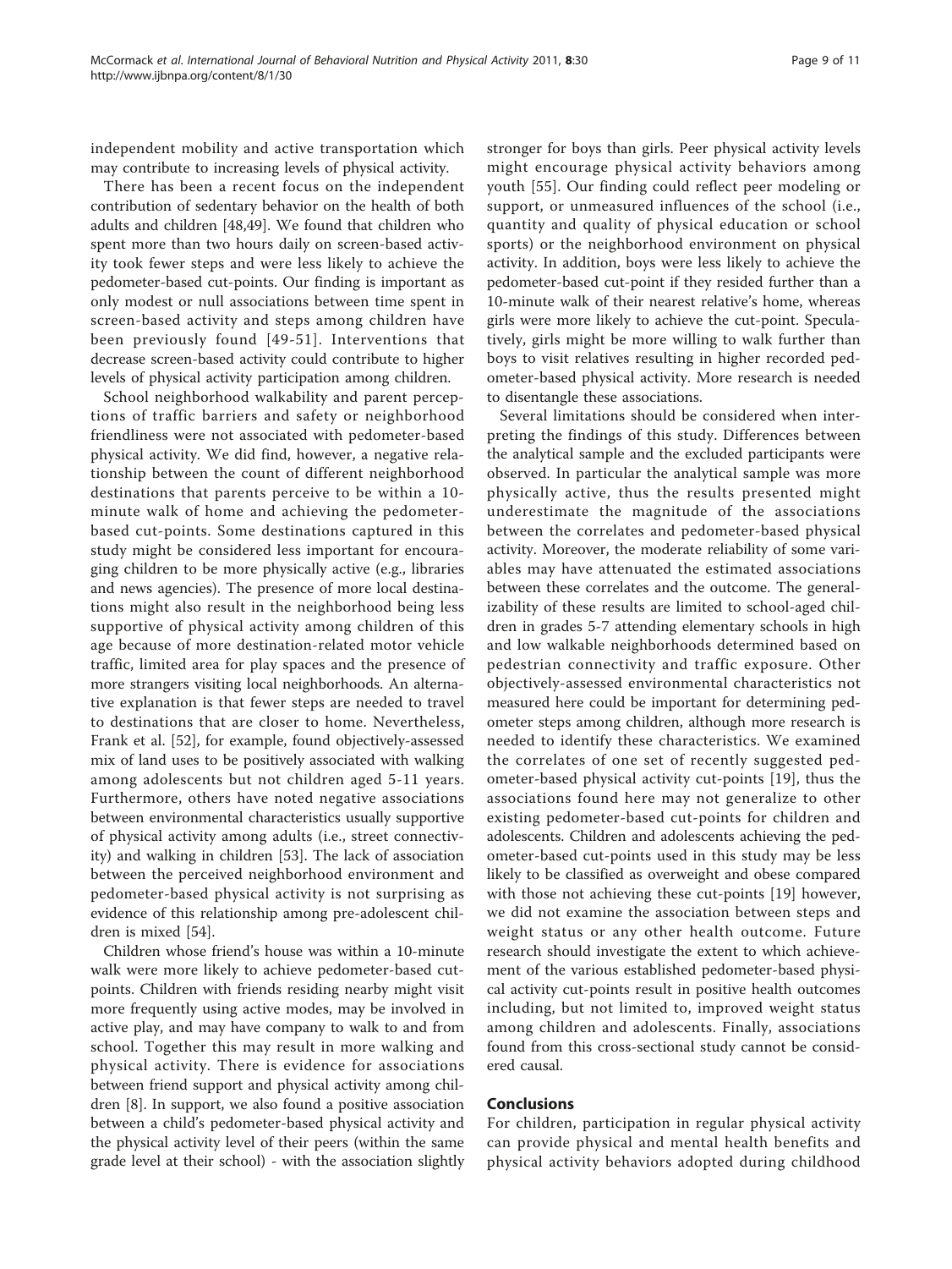independent mobility and active transportation which may contribute to increasing levels of physical activity.

There has been a recent focus on the independent contribution of sedentary behavior on the health of both adults and children [48,49]. We found that children who spent more than two hours daily on screen-based activity took fewer steps and were less likely to achieve the pedometer-based cut-points. Our finding is important as only modest or null associations between time spent in screen-based activity and steps among children have been previously found [49-51]. Interventions that decrease screen-based activity could contribute to higher levels of physical activity participation among children.

School neighborhood walkability and parent perceptions of traffic barriers and safety or neighborhood friendliness were not associated with pedometer-based physical activity. We did find, however, a negative relationship between the count of different neighborhood destinations that parents perceive to be within a 10-minute walk of home and achieving the pedometer-based cut-points. Some destinations captured in this study might be considered less important for encouraging children to be more physically active (e.g., libraries and news agencies). The presence of more local destinations might also result in the neighborhood being less supportive of physical activity among children of this age because of more destination-related motor vehicle traffic, limited area for play spaces and the presence of more strangers visiting local neighborhoods. An alternative explanation is that fewer steps are needed to travel to destinations that are closer to home. Nevertheless, Frank et al. [52], for example, found objectively-assessed mix of land uses to be positively associated with walking among adolescents but not children aged 5-11 years. Furthermore, others have noted negative associations between environmental characteristics usually supportive of physical activity among adults (i.e., street connectivity) and walking in children [53]. The lack of association between the perceived neighborhood environment and pedometer-based physical activity is not surprising as evidence of this relationship among pre-adolescent children is mixed [54].

Children whose friend's house was within a 10-minute walk were more likely to achieve pedometer-based cut-points. Children with friends residing nearby might visit more frequently using active modes, may be involved in active play, and may have company to walk to and from school. Together this may result in more walking and physical activity. There is evidence for associations between friend support and physical activity among children [8]. In support, we also found a positive association between a child's pedometer-based physical activity and the physical activity level of their peers (within the same grade level at their school) - with the association slightly stronger for boys than girls. Peer physical activity levels might encourage physical activity behaviors among youth [55]. Our finding could reflect peer modeling or support, or unmeasured influences of the school (i.e., quantity and quality of physical education or school sports) or the neighborhood environment on physical activity. In addition, boys were less likely to achieve the pedometer-based cut-point if they resided further than a 10-minute walk of their nearest relative's home, whereas girls were more likely to achieve the cut-point. Speculatively, girls might be more willing to walk further than boys to visit relatives resulting in higher recorded pedometer-based physical activity. More research is needed to disentangle these associations.

Several limitations should be considered when interpreting the findings of this study. Differences between the analytical sample and the excluded participants were observed. In particular the analytical sample was more physically active, thus the results presented might underestimate the magnitude of the associations between the correlates and pedometer-based physical activity. Moreover, the moderate reliability of some variables may have attenuated the estimated associations between these correlates and the outcome. The generalizability of these results are limited to school-aged children in grades 5-7 attending elementary schools in high and low walkable neighborhoods determined based on pedestrian connectivity and traffic exposure. Other objectively-assessed environmental characteristics not measured here could be important for determining pedometer steps among children, although more research is needed to identify these characteristics. We examined the correlates of one set of recently suggested pedometer-based physical activity cut-points [19], thus the associations found here may not generalize to other existing pedometer-based cut-points for children and adolescents. Children and adolescents achieving the pedometer-based cut-points used in this study may be less likely to be classified as overweight and obese compared with those not achieving these cut-points [19] however, we did not examine the association between steps and weight status or any other health outcome. Future research should investigate the extent to which achievement of the various established pedometer-based physical activity cut-points result in positive health outcomes including, but not limited to, improved weight status among children and adolescents. Finally, associations found from this cross-sectional study cannot be considered causal.

## Conclusions

For children, participation in regular physical activity can provide physical and mental health benefits and physical activity behaviors adopted during childhood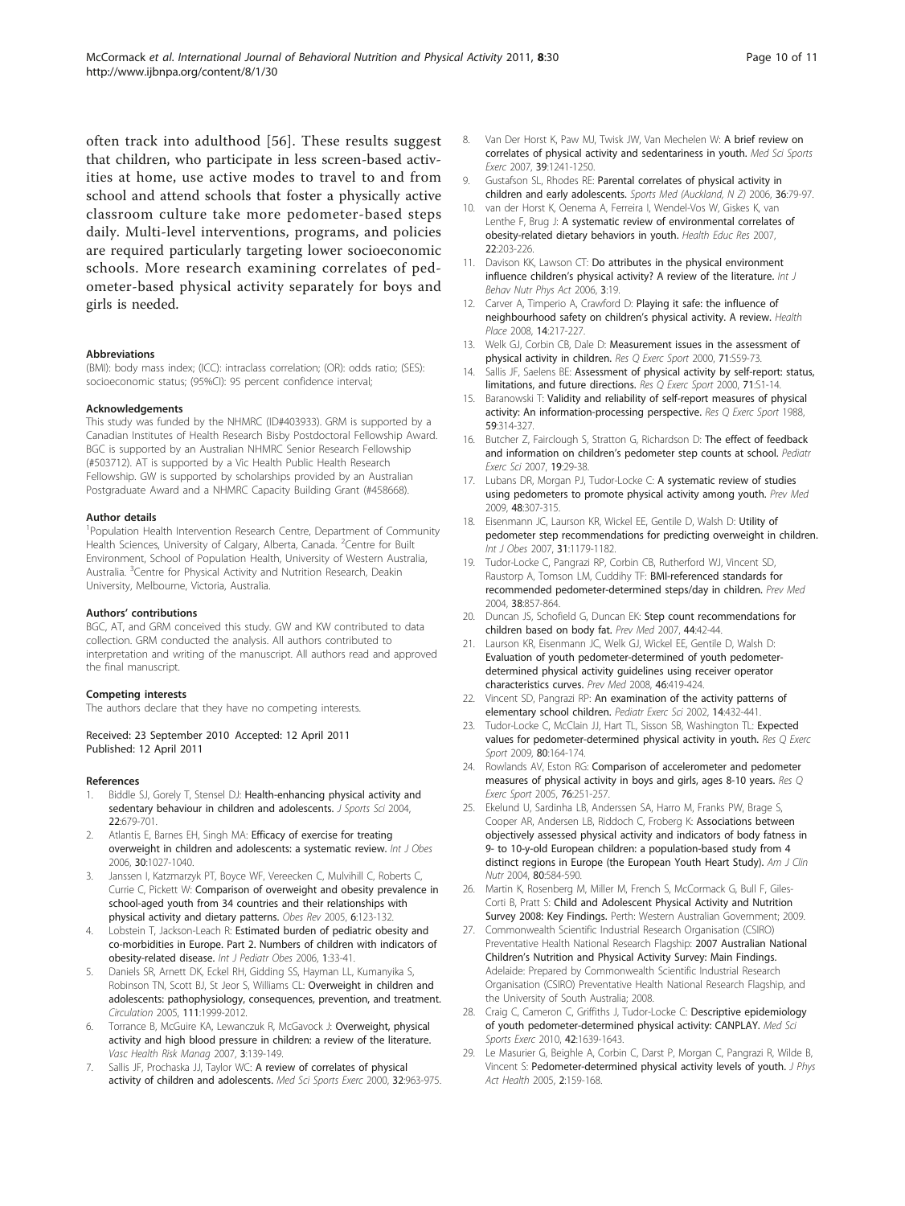often track into adulthood [56]. These results suggest that children, who participate in less screen-based activities at home, use active modes to travel to and from school and attend schools that foster a physically active classroom culture take more pedometer-based steps daily. Multi-level interventions, programs, and policies are required particularly targeting lower socioeconomic schools. More research examining correlates of pedometer-based physical activity separately for boys and girls is needed.

#### Abbreviations

(BMI): body mass index; (ICC): intraclass correlation; (OR): odds ratio; (SES): socioeconomic status; (95%CI): 95 percent confidence interval;

#### Acknowledgements

This study was funded by the NHMRC (ID#403933). GRM is supported by a Canadian Institutes of Health Research Bisby Postdoctoral Fellowship Award. BGC is supported by an Australian NHMRC Senior Research Fellowship (#503712). AT is supported by a Vic Health Public Health Research Fellowship. GW is supported by scholarships provided by an Australian Postgraduate Award and a NHMRC Capacity Building Grant (#458668).

#### Author details

[1]Population Health Intervention Research Centre, Department of Community Health Sciences, University of Calgary, Alberta, Canada. [2]Centre for Built Environment, School of Population Health, University of Western Australia, Australia. [3]Centre for Physical Activity and Nutrition Research, Deakin University, Melbourne, Victoria, Australia.

#### Authors' contributions

BGC, AT, and GRM conceived this study. GW and KW contributed to data collection. GRM conducted the analysis. All authors contributed to interpretation and writing of the manuscript. All authors read and approved the final manuscript.

#### Competing interests

The authors declare that they have no competing interests.

Received: 23 September 2010 Accepted: 12 April 2011
Published: 12 April 2011

#### References

1. Biddle SJ, Gorely T, Stensel DJ: **Health-enhancing physical activity and sedentary behaviour in children and adolescents.** *J Sports Sci* 2004, **22**:679-701.
2. Atlantis E, Barnes EH, Singh MA: **Efficacy of exercise for treating overweight in children and adolescents: a systematic review.** *Int J Obes* 2006, **30**:1027-1040.
3. Janssen I, Katzmarzyk PT, Boyce WF, Vereecken C, Mulvihill C, Roberts C, Currie C, Pickett W: **Comparison of overweight and obesity prevalence in school-aged youth from 34 countries and their relationships with physical activity and dietary patterns.** *Obes Rev* 2005, **6**:123-132.
4. Lobstein T, Jackson-Leach R: **Estimated burden of pediatric obesity and co-morbidities in Europe. Part 2. Numbers of children with indicators of obesity-related disease.** *Int J Pediatr Obes* 2006, **1**:33-41.
5. Daniels SR, Arnett DK, Eckel RH, Gidding SS, Hayman LL, Kumanyika S, Robinson TN, Scott BJ, St Jeor S, Williams CL: **Overweight in children and adolescents: pathophysiology, consequences, prevention, and treatment.** *Circulation* 2005, **111**:1999-2012.
6. Torrance B, McGuire KA, Lewanczuk R, McGavock J: **Overweight, physical activity and high blood pressure in children: a review of the literature.** *Vasc Health Risk Manag* 2007, **3**:139-149.
7. Sallis JF, Prochaska JJ, Taylor WC: **A review of correlates of physical activity of children and adolescents.** *Med Sci Sports Exerc* 2000, **32**:963-975.
8. Van Der Horst K, Paw MJ, Twisk JW, Van Mechelen W: **A brief review on correlates of physical activity and sedentariness in youth.** *Med Sci Sports Exerc* 2007, **39**:1241-1250.
9. Gustafson SL, Rhodes RE: **Parental correlates of physical activity in children and early adolescents.** *Sports Med (Auckland, N Z)* 2006, **36**:79-97.
10. van der Horst K, Oenema A, Ferreira I, Wendel-Vos W, Giskes K, van Lenthe F, Brug J: **A systematic review of environmental correlates of obesity-related dietary behaviors in youth.** *Health Educ Res* 2007, **22**:203-226.
11. Davison KK, Lawson CT: **Do attributes in the physical environment influence children's physical activity? A review of the literature.** *Int J Behav Nutr Phys Act* 2006, **3**:19.
12. Carver A, Timperio A, Crawford D: **Playing it safe: the influence of neighbourhood safety on children's physical activity. A review.** *Health Place* 2008, **14**:217-227.
13. Welk GJ, Corbin CB, Dale D: **Measurement issues in the assessment of physical activity in children.** *Res Q Exerc Sport* 2000, **71**:S59-73.
14. Sallis JF, Saelens BE: **Assessment of physical activity by self-report: status, limitations, and future directions.** *Res Q Exerc Sport* 2000, **71**:S1-14.
15. Baranowski T: **Validity and reliability of self-report measures of physical activity: An information-processing perspective.** *Res Q Exerc Sport* 1988, **59**:314-327.
16. Butcher Z, Fairclough S, Stratton G, Richardson D: **The effect of feedback and information on children's pedometer step counts at school.** *Pediatr Exerc Sci* 2007, **19**:29-38.
17. Lubans DR, Morgan PJ, Tudor-Locke C: **A systematic review of studies using pedometers to promote physical activity among youth.** *Prev Med* 2009, **48**:307-315.
18. Eisenmann JC, Laurson KR, Wickel EE, Gentile D, Walsh D: **Utility of pedometer step recommendations for predicting overweight in children.** *Int J Obes* 2007, **31**:1179-1182.
19. Tudor-Locke C, Pangrazi RP, Corbin CB, Rutherford WJ, Vincent SD, Raustorp A, Tomson LM, Cuddihy TF: **BMI-referenced standards for recommended pedometer-determined steps/day in children.** *Prev Med* 2004, **38**:857-864.
20. Duncan JS, Schofield G, Duncan EK: **Step count recommendations for children based on body fat.** *Prev Med* 2007, **44**:42-44.
21. Laurson KR, Eisenmann JC, Welk GJ, Wickel EE, Gentile D, Walsh D: **Evaluation of youth pedometer-determined of youth pedometer-determined physical activity guidelines using receiver operator characteristics curves.** *Prev Med* 2008, **46**:419-424.
22. Vincent SD, Pangrazi RP: **An examination of the activity patterns of elementary school children.** *Pediatr Exerc Sci* 2002, **14**:432-441.
23. Tudor-Locke C, McClain JJ, Hart TL, Sisson SB, Washington TL: **Expected values for pedometer-determined physical activity in youth.** *Res Q Exerc Sport* 2009, **80**:164-174.
24. Rowlands AV, Eston RG: **Comparison of accelerometer and pedometer measures of physical activity in boys and girls, ages 8-10 years.** *Res Q Exerc Sport* 2005, **76**:251-257.
25. Ekelund U, Sardinha LB, Anderssen SA, Harro M, Franks PW, Brage S, Cooper AR, Andersen LB, Riddoch C, Froberg K: **Associations between objectively assessed physical activity and indicators of body fatness in 9- to 10-y-old European children: a population-based study from 4 distinct regions in Europe (the European Youth Heart Study).** *Am J Clin Nutr* 2004, **80**:584-590.
26. Martin K, Rosenberg M, Miller M, French S, McCormack G, Bull F, Giles-Corti B, Pratt S: **Child and Adolescent Physical Activity and Nutrition Survey 2008: Key Findings.** Perth: Western Australian Government; 2009.
27. Commonwealth Scientific Industrial Research Organisation (CSIRO) Preventative Health National Research Flagship: **2007 Australian National Children's Nutrition and Physical Activity Survey: Main Findings.** Adelaide: Prepared by Commonwealth Scientific Industrial Research Organisation (CSIRO) Preventative Health National Research Flagship, and the University of South Australia; 2008.
28. Craig C, Cameron C, Griffiths J, Tudor-Locke C: **Descriptive epidemiology of youth pedometer-determined physical activity: CANPLAY.** *Med Sci Sports Exerc* 2010, **42**:1639-1643.
29. Le Masurier G, Beighle A, Corbin C, Darst P, Morgan C, Pangrazi R, Wilde B, Vincent S: **Pedometer-determined physical activity levels of youth.** *J Phys Act Health* 2005, **2**:159-168.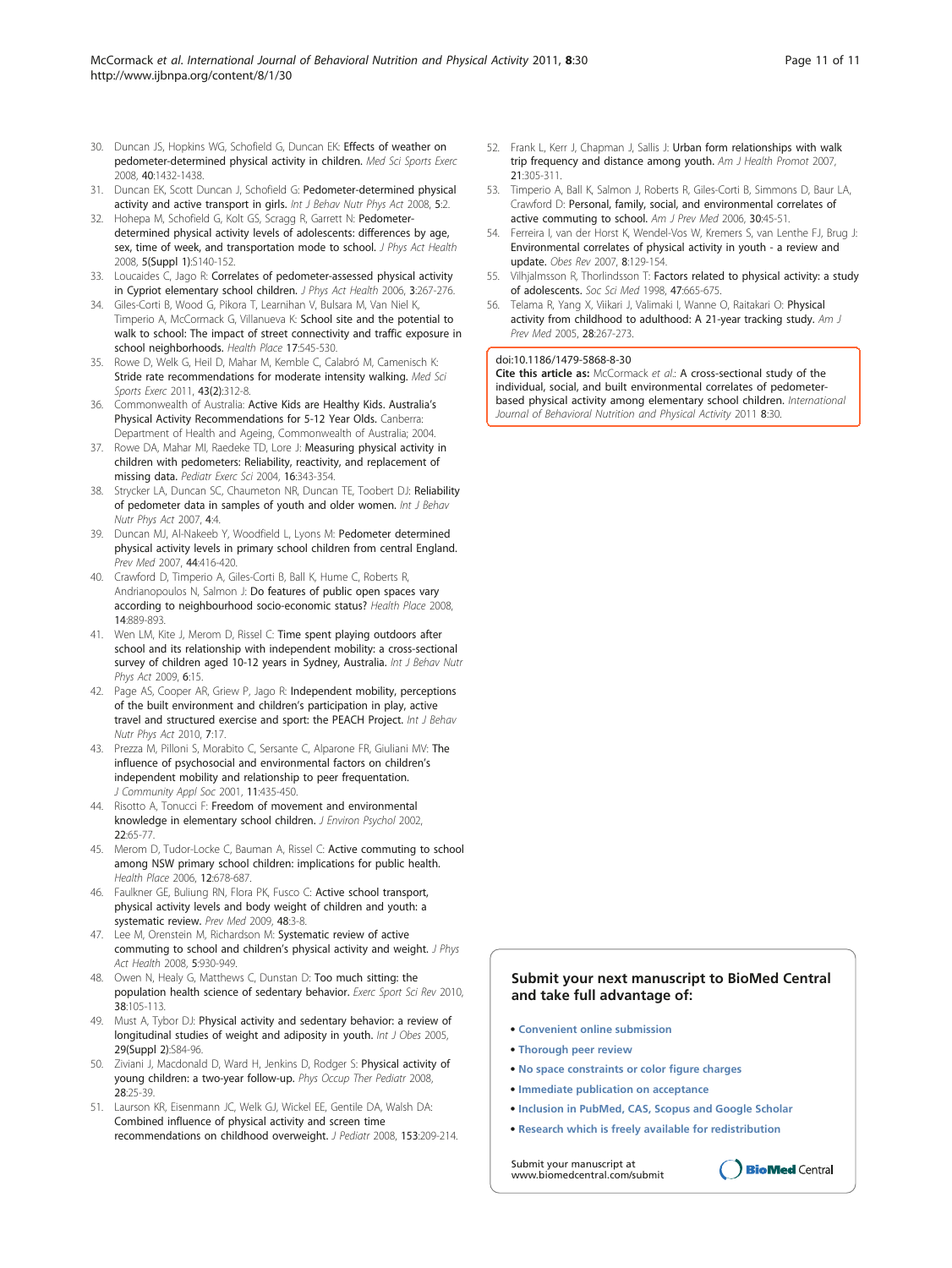30. Duncan JS, Hopkins WG, Schofield G, Duncan EK: **Effects of weather on pedometer-determined physical activity in children.** *Med Sci Sports Exerc* 2008, **40**:1432-1438.
31. Duncan EK, Scott Duncan J, Schofield G: **Pedometer-determined physical activity and active transport in girls.** *Int J Behav Nutr Phys Act* 2008, **5**:2.
32. Hohepa M, Schofield G, Kolt GS, Scragg R, Garrett N: **Pedometer-determined physical activity levels of adolescents: differences by age, sex, time of week, and transportation mode to school.** *J Phys Act Health* 2008, **5(Suppl 1)**:S140-152.
33. Loucaides C, Jago R: **Correlates of pedometer-assessed physical activity in Cypriot elementary school children.** *J Phys Act Health* 2006, **3**:267-276.
34. Giles-Corti B, Wood G, Pikora T, Learnihan V, Bulsara M, Van Niel K, Timperio A, McCormack G, Villanueva K: **School site and the potential to walk to school: The impact of street connectivity and traffic exposure in school neighborhoods.** *Health Place* **17**:545-530.
35. Rowe D, Welk G, Heil D, Mahar M, Kemble C, Calabró M, Camenisch K: **Stride rate recommendations for moderate intensity walking.** *Med Sci Sports Exerc* 2011, **43(2)**:312-8.
36. Commonwealth of Australia: **Active Kids are Healthy Kids. Australia's Physical Activity Recommendations for 5-12 Year Olds.** Canberra: Department of Health and Ageing, Commonwealth of Australia; 2004.
37. Rowe DA, Mahar MI, Raedeke TD, Lore J: **Measuring physical activity in children with pedometers: Reliability, reactivity, and replacement of missing data.** *Pediatr Exerc Sci* 2004, **16**:343-354.
38. Strycker LA, Duncan SC, Chaumeton NR, Duncan TE, Toobert DJ: **Reliability of pedometer data in samples of youth and older women.** *Int J Behav Nutr Phys Act* 2007, **4**:4.
39. Duncan MJ, Al-Nakeeb Y, Woodfield L, Lyons M: **Pedometer determined physical activity levels in primary school children from central England.** *Prev Med* 2007, **44**:416-420.
40. Crawford D, Timperio A, Giles-Corti B, Ball K, Hume C, Roberts R, Andrianopoulos N, Salmon J: **Do features of public open spaces vary according to neighbourhood socio-economic status?** *Health Place* 2008, **14**:889-893.
41. Wen LM, Kite J, Merom D, Rissel C: **Time spent playing outdoors after school and its relationship with independent mobility: a cross-sectional survey of children aged 10-12 years in Sydney, Australia.** *Int J Behav Nutr Phys Act* 2009, **6**:15.
42. Page AS, Cooper AR, Griew P, Jago R: **Independent mobility, perceptions of the built environment and children's participation in play, active travel and structured exercise and sport: the PEACH Project.** *Int J Behav Nutr Phys Act* 2010, **7**:17.
43. Prezza M, Pilloni S, Morabito C, Sersante C, Alparone FR, Giuliani MV: **The influence of psychosocial and environmental factors on children's independent mobility and relationship to peer frequentation.** *J Community Appl Soc* 2001, **11**:435-450.
44. Risotto A, Tonucci F: **Freedom of movement and environmental knowledge in elementary school children.** *J Environ Psychol* 2002, **22**:65-77.
45. Merom D, Tudor-Locke C, Bauman A, Rissel C: **Active commuting to school among NSW primary school children: implications for public health.** *Health Place* 2006, **12**:678-687.
46. Faulkner GE, Buliung RN, Flora PK, Fusco C: **Active school transport, physical activity levels and body weight of children and youth: a systematic review.** *Prev Med* 2009, **48**:3-8.
47. Lee M, Orenstein M, Richardson M: **Systematic review of active commuting to school and children's physical activity and weight.** *J Phys Act Health* 2008, **5**:930-949.
48. Owen N, Healy G, Matthews C, Dunstan D: **Too much sitting: the population health science of sedentary behavior.** *Exerc Sport Sci Rev* 2010, **38**:105-113.
49. Must A, Tybor DJ: **Physical activity and sedentary behavior: a review of longitudinal studies of weight and adiposity in youth.** *Int J Obes* 2005, **29(Suppl 2)**:S84-96.
50. Ziviani J, Macdonald D, Ward H, Jenkins D, Rodger S: **Physical activity of young children: a two-year follow-up.** *Phys Occup Ther Pediatr* 2008, **28**:25-39.
51. Laurson KR, Eisenmann JC, Welk GJ, Wickel EE, Gentile DA, Walsh DA: **Combined influence of physical activity and screen time recommendations on childhood overweight.** *J Pediatr* 2008, **153**:209-214.
52. Frank L, Kerr J, Chapman J, Sallis J: **Urban form relationships with walk trip frequency and distance among youth.** *Am J Health Promot* 2007, **21**:305-311.
53. Timperio A, Ball K, Salmon J, Roberts R, Giles-Corti B, Simmons D, Baur LA, Crawford D: **Personal, family, social, and environmental correlates of active commuting to school.** *Am J Prev Med* 2006, **30**:45-51.
54. Ferreira I, van der Horst K, Wendel-Vos W, Kremers S, van Lenthe FJ, Brug J: **Environmental correlates of physical activity in youth - a review and update.** *Obes Rev* 2007, **8**:129-154.
55. Vilhjalmsson R, Thorlindsson T: **Factors related to physical activity: a study of adolescents.** *Soc Sci Med* 1998, **47**:665-675.
56. Telama R, Yang X, Viikari J, Valimaki I, Wanne O, Raitakari O: **Physical activity from childhood to adulthood: A 21-year tracking study.** *Am J Prev Med* 2005, **28**:267-273.

doi:10.1186/1479-5868-8-30

**Cite this article as:** McCormack *et al.*: A cross-sectional study of the individual, social, and built environmental correlates of pedometer-based physical activity among elementary school children. *International Journal of Behavioral Nutrition and Physical Activity* 2011 **8**:30.

**Submit your next manuscript to BioMed Central and take full advantage of:**

- **Convenient online submission**
- **Thorough peer review**
- **No space constraints or color figure charges**
- **Immediate publication on acceptance**
- **Inclusion in PubMed, CAS, Scopus and Google Scholar**
- **Research which is freely available for redistribution**

Submit your manuscript at
www.biomedcentral.com/submit

BioMed Central